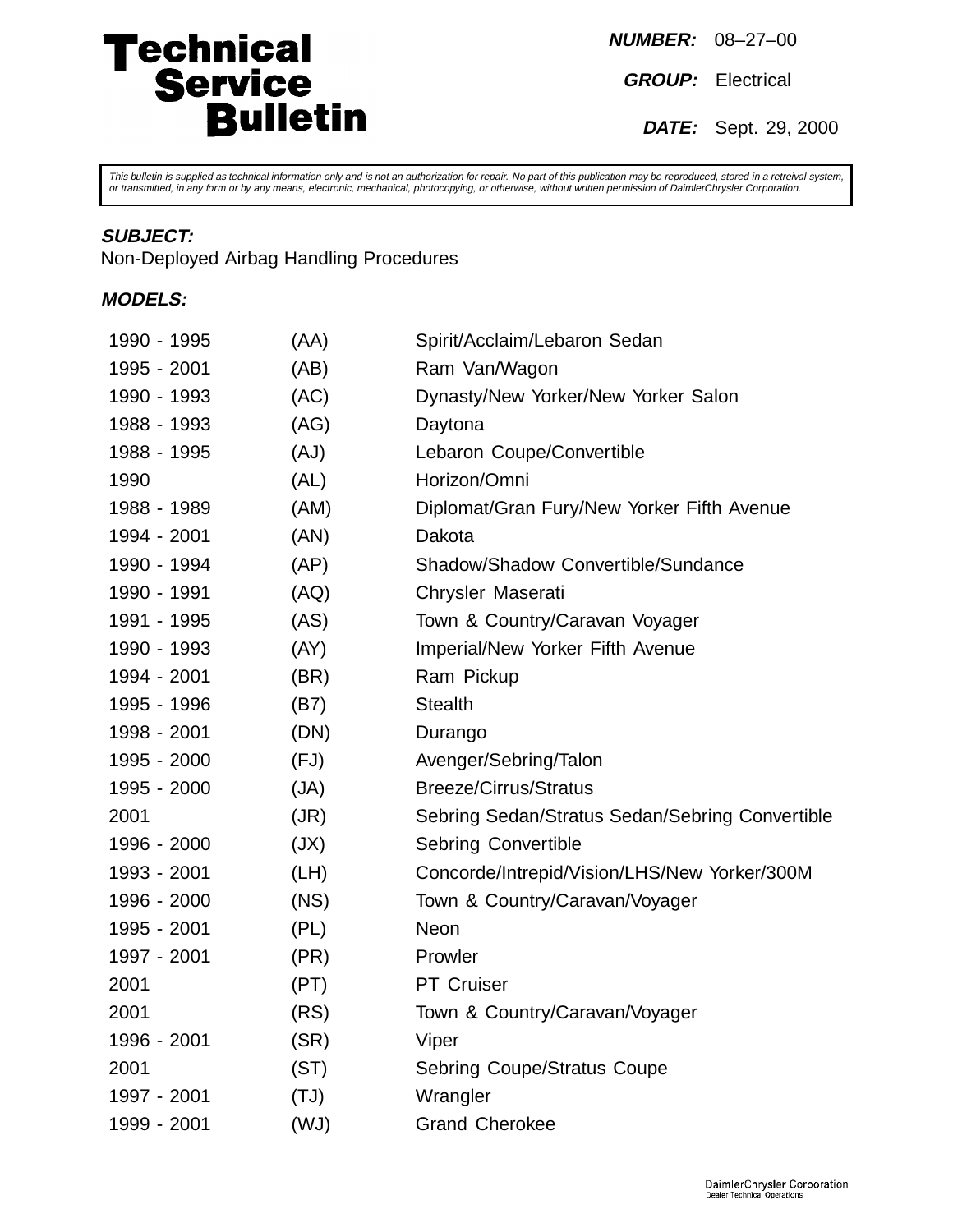# Technical Service Bulletin

**NUMBER:** 08–27–00

**GROUP:** Electrical

**DATE:** Sept. 29, 2000

*This bulletin is supplied as technical information only and is not an authorization for repair. No part of this publication may be reproduced, stored in a retreival system, or transmitted, in any form or by any means, electronic, mechanical, photocopying, or otherwise, without written permission of DaimlerChrysler Corporation.*

***SUBJECT:***

Non-Deployed Airbag Handling Procedures

***MODELS:***

| | | |
|---|---|---|
| 1990 - 1995 | (AA) | Spirit/Acclaim/Lebaron Sedan |
| 1995 - 2001 | (AB) | Ram Van/Wagon |
| 1990 - 1993 | (AC) | Dynasty/New Yorker/New Yorker Salon |
| 1988 - 1993 | (AG) | Daytona |
| 1988 - 1995 | (AJ) | Lebaron Coupe/Convertible |
| 1990 | (AL) | Horizon/Omni |
| 1988 - 1989 | (AM) | Diplomat/Gran Fury/New Yorker Fifth Avenue |
| 1994 - 2001 | (AN) | Dakota |
| 1990 - 1994 | (AP) | Shadow/Shadow Convertible/Sundance |
| 1990 - 1991 | (AQ) | Chrysler Maserati |
| 1991 - 1995 | (AS) | Town & Country/Caravan Voyager |
| 1990 - 1993 | (AY) | Imperial/New Yorker Fifth Avenue |
| 1994 - 2001 | (BR) | Ram Pickup |
| 1995 - 1996 | (B7) | Stealth |
| 1998 - 2001 | (DN) | Durango |
| 1995 - 2000 | (FJ) | Avenger/Sebring/Talon |
| 1995 - 2000 | (JA) | Breeze/Cirrus/Stratus |
| 2001 | (JR) | Sebring Sedan/Stratus Sedan/Sebring Convertible |
| 1996 - 2000 | (JX) | Sebring Convertible |
| 1993 - 2001 | (LH) | Concorde/Intrepid/Vision/LHS/New Yorker/300M |
| 1996 - 2000 | (NS) | Town & Country/Caravan/Voyager |
| 1995 - 2001 | (PL) | Neon |
| 1997 - 2001 | (PR) | Prowler |
| 2001 | (PT) | PT Cruiser |
| 2001 | (RS) | Town & Country/Caravan/Voyager |
| 1996 - 2001 | (SR) | Viper |
| 2001 | (ST) | Sebring Coupe/Stratus Coupe |
| 1997 - 2001 | (TJ) | Wrangler |
| 1999 - 2001 | (WJ) | Grand Cherokee |

DaimlerChrysler Corporation
Dealer Technical Operations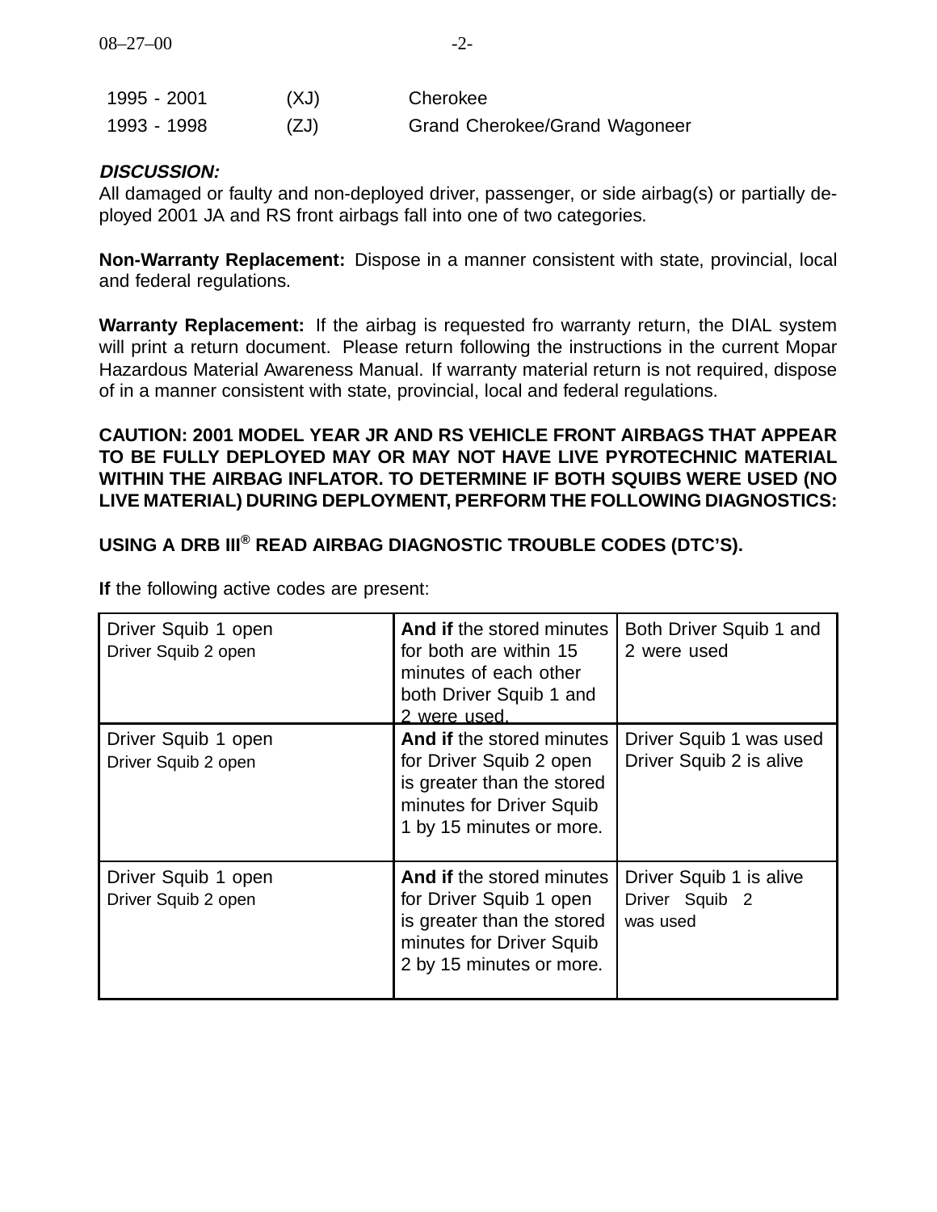| | | |
|---|---|---|
| 1995 - 2001 | (XJ) | Cherokee |
| 1993 - 1998 | (ZJ) | Grand Cherokee/Grand Wagoneer |

***DISCUSSION:***

All damaged or faulty and non-deployed driver, passenger, or side airbag(s) or partially deployed 2001 JA and RS front airbags fall into one of two categories.

**Non-Warranty Replacement:** Dispose in a manner consistent with state, provincial, local and federal regulations.

**Warranty Replacement:** If the airbag is requested fro warranty return, the DIAL system will print a return document. Please return following the instructions in the current Mopar Hazardous Material Awareness Manual. If warranty material return is not required, dispose of in a manner consistent with state, provincial, local and federal regulations.

**CAUTION: 2001 MODEL YEAR JR AND RS VEHICLE FRONT AIRBAGS THAT APPEAR TO BE FULLY DEPLOYED MAY OR MAY NOT HAVE LIVE PYROTECHNIC MATERIAL WITHIN THE AIRBAG INFLATOR. TO DETERMINE IF BOTH SQUIBS WERE USED (NO LIVE MATERIAL) DURING DEPLOYMENT, PERFORM THE FOLLOWING DIAGNOSTICS:**

**USING A DRB III® READ AIRBAG DIAGNOSTIC TROUBLE CODES (DTC'S).**

**If** the following active codes are present:

| | | |
|---|---|---|
| Driver Squib 1 open<br>Driver Squib 2 open | **And if** the stored minutes for both are within 15 minutes of each other both Driver Squib 1 and 2 were used. | Both Driver Squib 1 and 2 were used |
| Driver Squib 1 open<br>Driver Squib 2 open | **And if** the stored minutes for Driver Squib 2 open is greater than the stored minutes for Driver Squib 1 by 15 minutes or more. | Driver Squib 1 was used<br>Driver Squib 2 is alive |
| Driver Squib 1 open<br>Driver Squib 2 open | **And if** the stored minutes for Driver Squib 1 open is greater than the stored minutes for Driver Squib 2 by 15 minutes or more. | Driver Squib 1 is alive<br>Driver Squib 2 was used |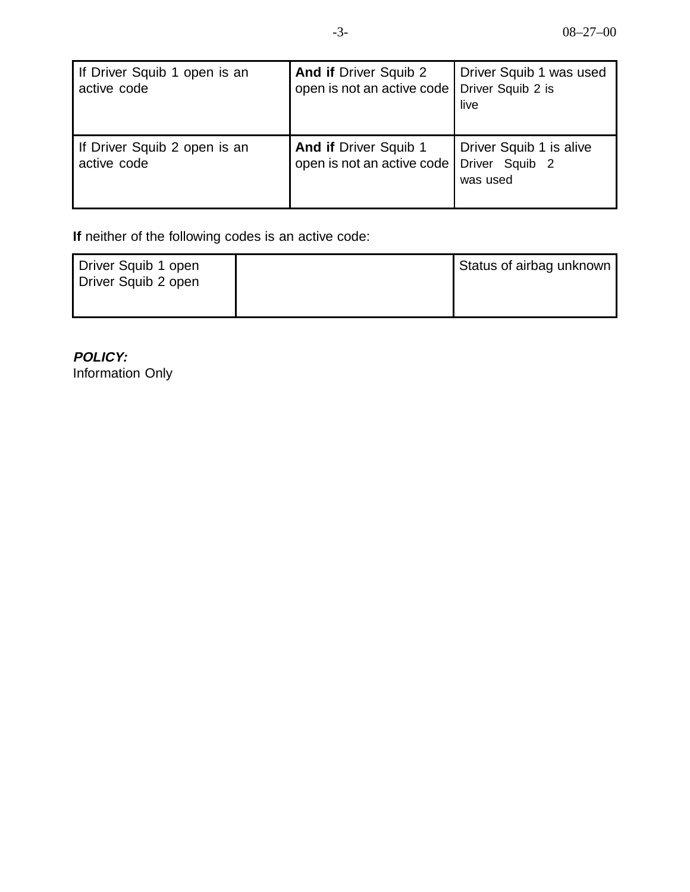| | | |
|---|---|---|
| If Driver Squib 1 open is an active code | **And if** Driver Squib 2 open is not an active code | Driver Squib 1 was used Driver Squib 2 is live |
| If Driver Squib 2 open is an active code | **And if** Driver Squib 1 open is not an active code | Driver Squib 1 is alive Driver Squib 2 was used |

**If** neither of the following codes is an active code:

| | | |
|---|---|---|
| Driver Squib 1 open<br>Driver Squib 2 open | | Status of airbag unknown |

***POLICY:***
Information Only